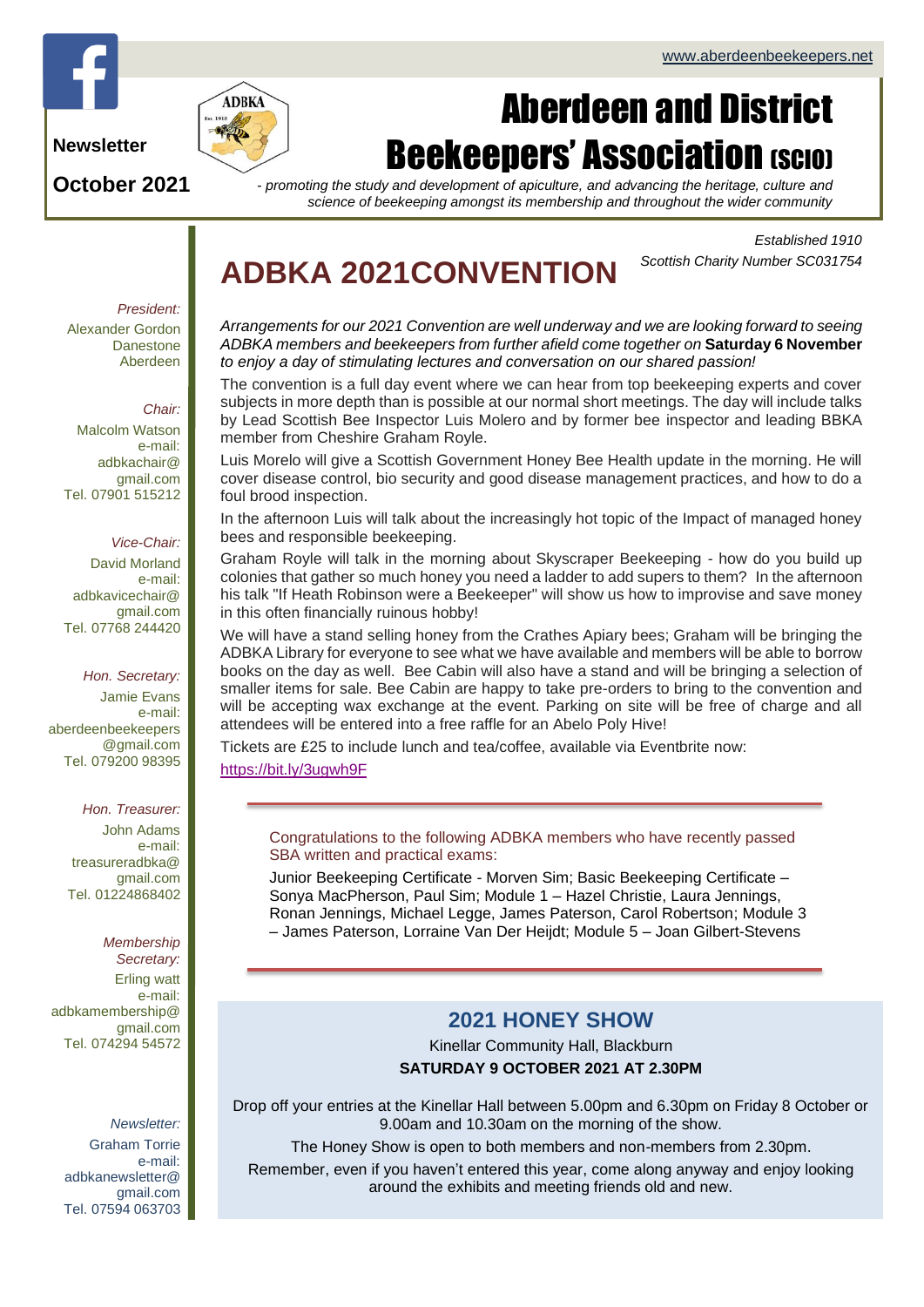www.aberdeenbeekeepers.net

**Newsletter**

**October 2021**

# Aberdeen and District Beekeepers' Association (SCIO)

*- promoting the study and development of apiculture, and advancing the heritage, culture and science of beekeeping amongst its membership and throughout the wider community*

*Established 1910*

*Scottish Charity Number SC031754*

*President:*
Alexander Gordon
Danestone
Aberdeen

*Chair:*
Malcolm Watson
e-mail:
adbkachair@gmail.com
Tel. 07901 515212

*Vice-Chair:*
David Morland
e-mail:
adbkavicechair@gmail.com
Tel. 07768 244420

*Hon. Secretary:*
Jamie Evans
e-mail:
aberdeenbeekeepers@gmail.com
Tel. 079200 98395

*Hon. Treasurer:*
John Adams
e-mail:
treasureradbka@gmail.com
Tel. 01224868402

*Membership Secretary:*
Erling watt
e-mail:
adbkamembership@gmail.com
Tel. 074294 54572

*Newsletter:*
Graham Torrie
e-mail:
adbkanewsletter@gmail.com
Tel. 07594 063703

## ADBKA 2021CONVENTION

*Arrangements for our 2021 Convention are well underway and we are looking forward to seeing ADBKA members and beekeepers from further afield come together on* ***Saturday 6 November*** *to enjoy a day of stimulating lectures and conversation on our shared passion!*

The convention is a full day event where we can hear from top beekeeping experts and cover subjects in more depth than is possible at our normal short meetings. The day will include talks by Lead Scottish Bee Inspector Luis Molero and by former bee inspector and leading BBKA member from Cheshire Graham Royle.

Luis Morelo will give a Scottish Government Honey Bee Health update in the morning. He will cover disease control, bio security and good disease management practices, and how to do a foul brood inspection.

In the afternoon Luis will talk about the increasingly hot topic of the Impact of managed honey bees and responsible beekeeping.

Graham Royle will talk in the morning about Skyscraper Beekeeping - how do you build up colonies that gather so much honey you need a ladder to add supers to them? In the afternoon his talk "If Heath Robinson were a Beekeeper" will show us how to improvise and save money in this often financially ruinous hobby!

We will have a stand selling honey from the Crathes Apiary bees; Graham will be bringing the ADBKA Library for everyone to see what we have available and members will be able to borrow books on the day as well. Bee Cabin will also have a stand and will be bringing a selection of smaller items for sale. Bee Cabin are happy to take pre-orders to bring to the convention and will be accepting wax exchange at the event. Parking on site will be free of charge and all attendees will be entered into a free raffle for an Abelo Poly Hive!

Tickets are £25 to include lunch and tea/coffee, available via Eventbrite now:

https://bit.ly/3ugwh9F

---

Congratulations to the following ADBKA members who have recently passed SBA written and practical exams:

Junior Beekeeping Certificate - Morven Sim; Basic Beekeeping Certificate – Sonya MacPherson, Paul Sim; Module 1 – Hazel Christie, Laura Jennings, Ronan Jennings, Michael Legge, James Paterson, Carol Robertson; Module 3 – James Paterson, Lorraine Van Der Heijdt; Module 5 – Joan Gilbert-Stevens

---

## 2021 HONEY SHOW

Kinellar Community Hall, Blackburn

**SATURDAY 9 OCTOBER 2021 AT 2.30PM**

Drop off your entries at the Kinellar Hall between 5.00pm and 6.30pm on Friday 8 October or 9.00am and 10.30am on the morning of the show.

The Honey Show is open to both members and non-members from 2.30pm.

Remember, even if you haven't entered this year, come along anyway and enjoy looking around the exhibits and meeting friends old and new.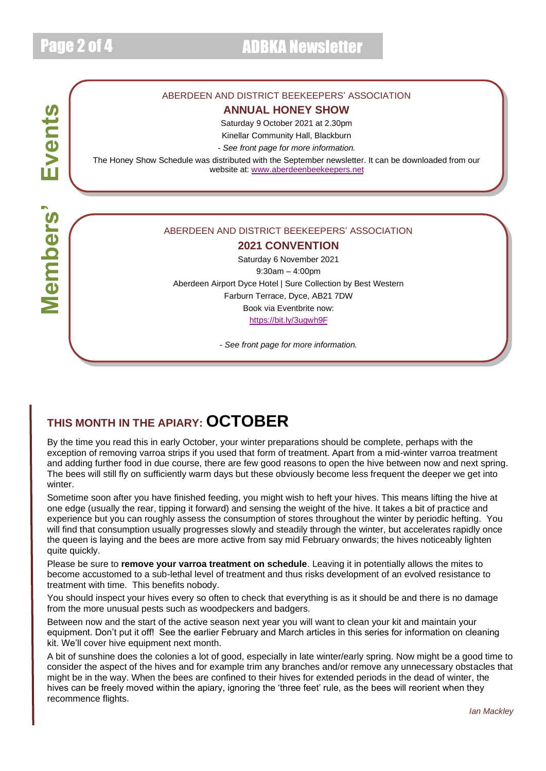# Members' Events

ABERDEEN AND DISTRICT BEEKEEPERS' ASSOCIATION

**ANNUAL HONEY SHOW**

Saturday 9 October 2021 at 2.30pm

Kinellar Community Hall, Blackburn

*- See front page for more information.*

The Honey Show Schedule was distributed with the September newsletter. It can be downloaded from our website at: www.aberdeenbeekeepers.net

ABERDEEN AND DISTRICT BEEKEEPERS' ASSOCIATION

**2021 CONVENTION**

Saturday 6 November 2021

9:30am – 4:00pm

Aberdeen Airport Dyce Hotel | Sure Collection by Best Western

Farburn Terrace, Dyce, AB21 7DW

Book via Eventbrite now:

https://bit.ly/3ugwh9F

*- See front page for more information.*

## THIS MONTH IN THE APIARY: OCTOBER

By the time you read this in early October, your winter preparations should be complete, perhaps with the exception of removing varroa strips if you used that form of treatment. Apart from a mid-winter varroa treatment and adding further food in due course, there are few good reasons to open the hive between now and next spring. The bees will still fly on sufficiently warm days but these obviously become less frequent the deeper we get into winter.

Sometime soon after you have finished feeding, you might wish to heft your hives. This means lifting the hive at one edge (usually the rear, tipping it forward) and sensing the weight of the hive. It takes a bit of practice and experience but you can roughly assess the consumption of stores throughout the winter by periodic hefting. You will find that consumption usually progresses slowly and steadily through the winter, but accelerates rapidly once the queen is laying and the bees are more active from say mid February onwards; the hives noticeably lighten quite quickly.

Please be sure to **remove your varroa treatment on schedule**. Leaving it in potentially allows the mites to become accustomed to a sub-lethal level of treatment and thus risks development of an evolved resistance to treatment with time. This benefits nobody.

You should inspect your hives every so often to check that everything is as it should be and there is no damage from the more unusual pests such as woodpeckers and badgers.

Between now and the start of the active season next year you will want to clean your kit and maintain your equipment. Don't put it off! See the earlier February and March articles in this series for information on cleaning kit. We'll cover hive equipment next month.

A bit of sunshine does the colonies a lot of good, especially in late winter/early spring. Now might be a good time to consider the aspect of the hives and for example trim any branches and/or remove any unnecessary obstacles that might be in the way. When the bees are confined to their hives for extended periods in the dead of winter, the hives can be freely moved within the apiary, ignoring the 'three feet' rule, as the bees will reorient when they recommence flights.

*Ian Mackley*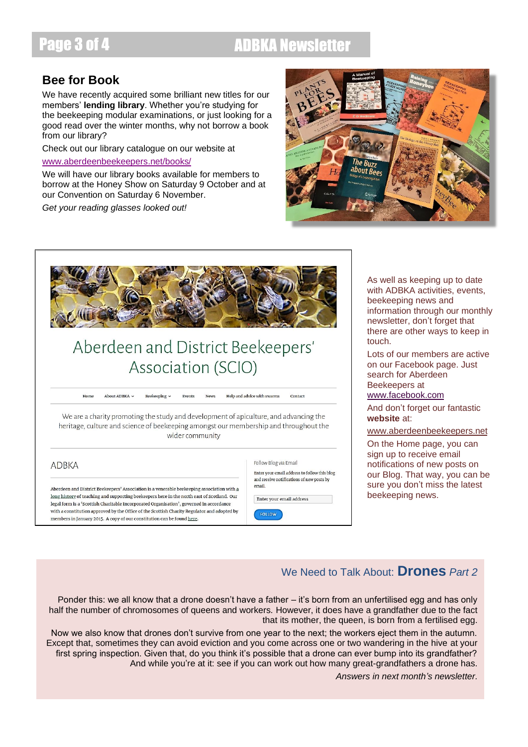## Bee for Book

We have recently acquired some brilliant new titles for our members' **lending library**. Whether you're studying for the beekeeping modular examinations, or just looking for a good read over the winter months, why not borrow a book from our library?

Check out our library catalogue on our website at

www.aberdeenbeekeepers.net/books/

We will have our library books available for members to borrow at the Honey Show on Saturday 9 October and at our Convention on Saturday 6 November.

*Get your reading glasses looked out!*

As well as keeping up to date with ADBKA activities, events, beekeeping news and information through our monthly newsletter, don't forget that there are other ways to keep in touch.

Lots of our members are active on our Facebook page. Just search for Aberdeen Beekeepers at www.facebook.com

And don't forget our fantastic **website** at:

www.aberdeenbeekeepers.net

On the Home page, you can sign up to receive email notifications of new posts on our Blog. That way, you can be sure you don't miss the latest beekeeping news.

## We Need to Talk About: **Drones** *Part 2*

Ponder this: we all know that a drone doesn't have a father – it's born from an unfertilised egg and has only half the number of chromosomes of queens and workers. However, it does have a grandfather due to the fact that its mother, the queen, is born from a fertilised egg.

Now we also know that drones don't survive from one year to the next; the workers eject them in the autumn. Except that, sometimes they can avoid eviction and you come across one or two wandering in the hive at your first spring inspection. Given that, do you think it's possible that a drone can ever bump into its grandfather? And while you're at it: see if you can work out how many great-grandfathers a drone has.

*Answers in next month's newsletter.*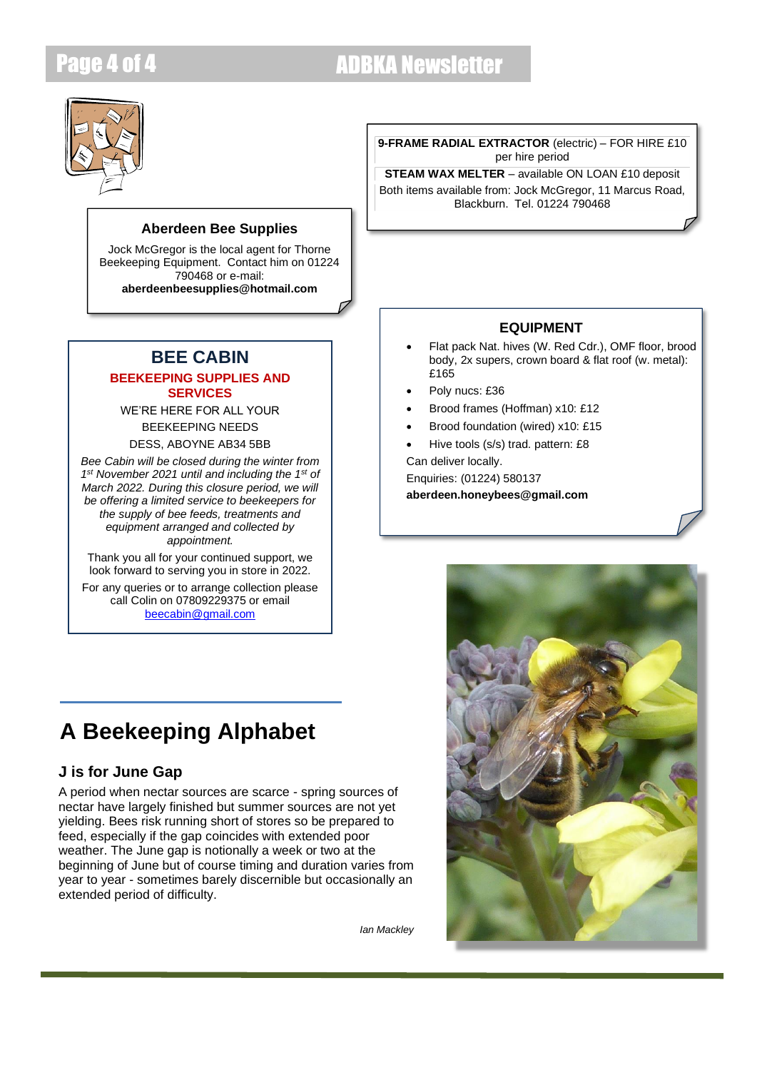**9-FRAME RADIAL EXTRACTOR** (electric) – FOR HIRE £10 per hire period

**STEAM WAX MELTER** – available ON LOAN £10 deposit

Both items available from: Jock McGregor, 11 Marcus Road, Blackburn. Tel. 01224 790468

### Aberdeen Bee Supplies

Jock McGregor is the local agent for Thorne Beekeeping Equipment. Contact him on 01224 790468 or e-mail: **aberdeenbeesupplies@hotmail.com**

### EQUIPMENT

- Flat pack Nat. hives (W. Red Cdr.), OMF floor, brood body, 2x supers, crown board & flat roof (w. metal): £165
- Poly nucs: £36
- Brood frames (Hoffman) x10: £12
- Brood foundation (wired) x10: £15
- Hive tools (s/s) trad. pattern: £8

Can deliver locally.

Enquiries: (01224) 580137

**aberdeen.honeybees@gmail.com**

## BEE CABIN

**BEEKEEPING SUPPLIES AND SERVICES**

WE'RE HERE FOR ALL YOUR BEEKEEPING NEEDS

DESS, ABOYNE AB34 5BB

*Bee Cabin will be closed during the winter from 1st November 2021 until and including the 1st of March 2022. During this closure period, we will be offering a limited service to beekeepers for the supply of bee feeds, treatments and equipment arranged and collected by appointment.*

Thank you all for your continued support, we look forward to serving you in store in 2022.

For any queries or to arrange collection please call Colin on 07809229375 or email beecabin@gmail.com

# A Beekeeping Alphabet

### J is for June Gap

A period when nectar sources are scarce - spring sources of nectar have largely finished but summer sources are not yet yielding. Bees risk running short of stores so be prepared to feed, especially if the gap coincides with extended poor weather. The June gap is notionally a week or two at the beginning of June but of course timing and duration varies from year to year - sometimes barely discernible but occasionally an extended period of difficulty.

*Ian Mackley*